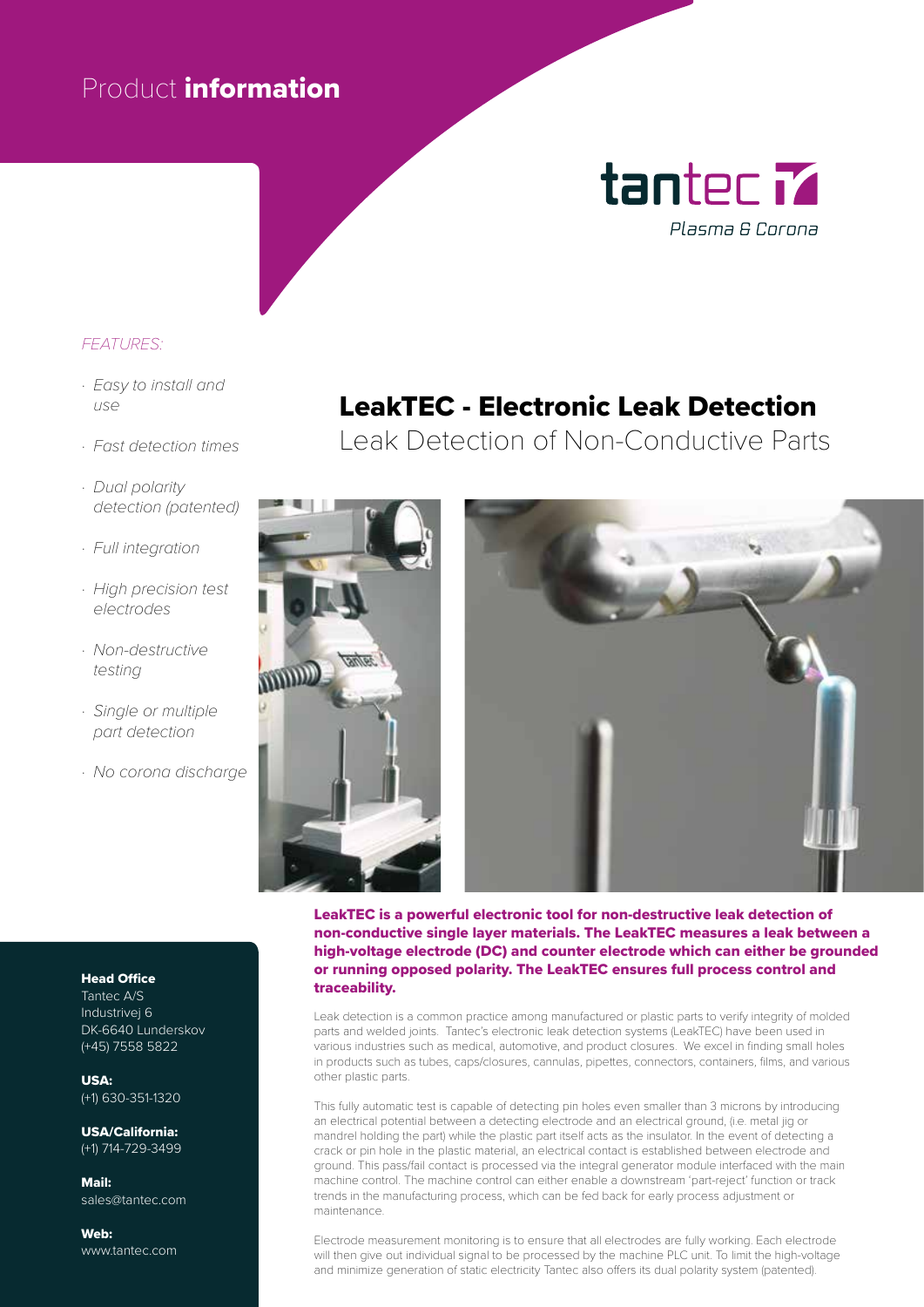# Product **information**

tantec
*Plasma & Corona*

*FEATURES:*

- *Easy to install and use*
- *Fast detection times*
- *Dual polarity detection (patented)*
- *Full integration*
- *High precision test electrodes*
- *Non-destructive testing*
- *Single or multiple part detection*
- *No corona discharge*

# LeakTEC - Electronic Leak Detection

## Leak Detection of Non-Conductive Parts

**LeakTEC is a powerful electronic tool for non-destructive leak detection of non-conductive single layer materials. The LeakTEC measures a leak between a high-voltage electrode (DC) and counter electrode which can either be grounded or running opposed polarity. The LeakTEC ensures full process control and traceability.**

Leak detection is a common practice among manufactured or plastic parts to verify integrity of molded parts and welded joints. Tantec's electronic leak detection systems (LeakTEC) have been used in various industries such as medical, automotive, and product closures. We excel in finding small holes in products such as tubes, caps/closures, cannulas, pipettes, connectors, containers, films, and various other plastic parts.

This fully automatic test is capable of detecting pin holes even smaller than 3 microns by introducing an electrical potential between a detecting electrode and an electrical ground, (i.e. metal jig or mandrel holding the part) while the plastic part itself acts as the insulator. In the event of detecting a crack or pin hole in the plastic material, an electrical contact is established between electrode and ground. This pass/fail contact is processed via the integral generator module interfaced with the main machine control. The machine control can either enable a downstream 'part-reject' function or track trends in the manufacturing process, which can be fed back for early process adjustment or maintenance.

Electrode measurement monitoring is to ensure that all electrodes are fully working. Each electrode will then give out individual signal to be processed by the machine PLC unit. To limit the high-voltage and minimize generation of static electricity Tantec also offers its dual polarity system (patented).

**Head Office**
Tantec A/S
Industrivej 6
DK-6640 Lunderskov
(+45) 7558 5822

**USA:**
(+1) 630-351-1320

**USA/California:**
(+1) 714-729-3499

**Mail:**
sales@tantec.com

**Web:**
www.tantec.com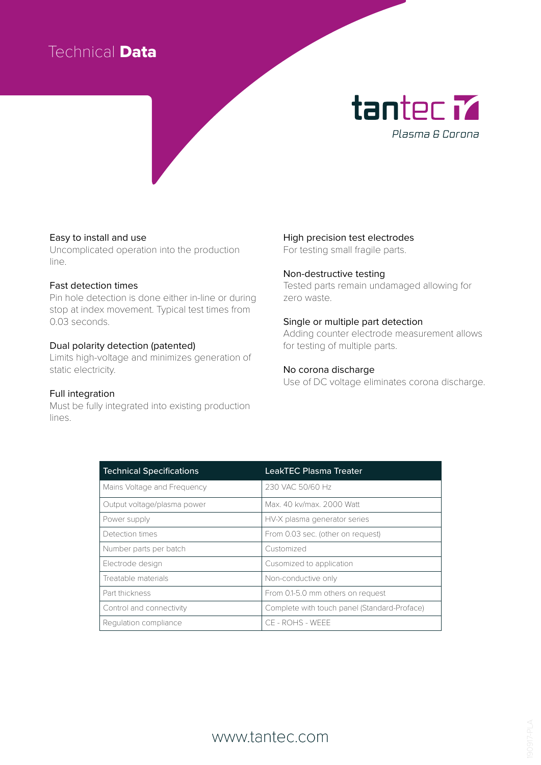# Technical **Data**

tantec
*Plasma & Corona*

**Easy to install and use**
Uncomplicated operation into the production line.

**Fast detection times**
Pin hole detection is done either in-line or during stop at index movement. Typical test times from 0.03 seconds.

**Dual polarity detection (patented)**
Limits high-voltage and minimizes generation of static electricity.

**Full integration**
Must be fully integrated into existing production lines.

**High precision test electrodes**
For testing small fragile parts.

**Non-destructive testing**
Tested parts remain undamaged allowing for zero waste.

**Single or multiple part detection**
Adding counter electrode measurement allows for testing of multiple parts.

**No corona discharge**
Use of DC voltage eliminates corona discharge.

| Technical Specifications | LeakTEC Plasma Treater |
|---|---|
| Mains Voltage and Frequency | 230 VAC 50/60 Hz |
| Output voltage/plasma power | Max. 40 kv/max. 2000 Watt |
| Power supply | HV-X plasma generator series |
| Detection times | From 0.03 sec. (other on request) |
| Number parts per batch | Customized |
| Electrode design | Cusomized to application |
| Treatable materials | Non-conductive only |
| Part thickness | From 0.1-5.0 mm others on request |
| Control and connectivity | Complete with touch panel (Standard-Proface) |
| Regulation compliance | CE - ROHS - WEEE |

www.tantec.com